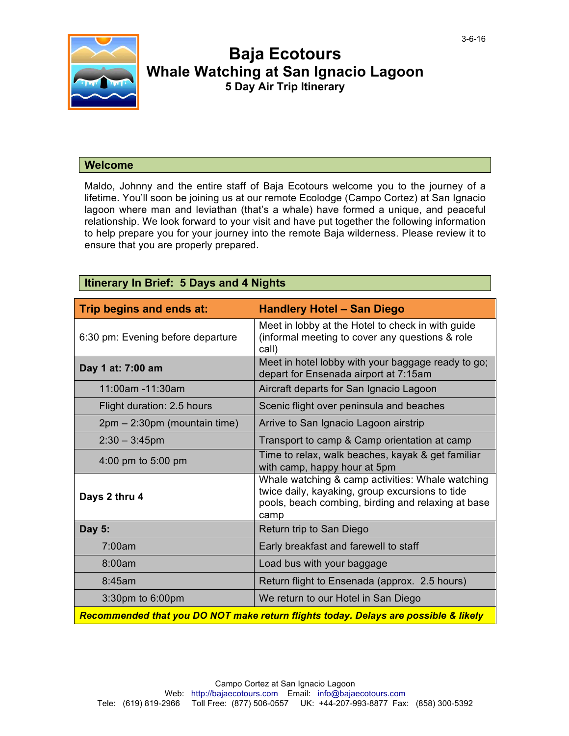3-6-16

# Baja Ecotours

## Whale Watching at San Ignacio Lagoon

### 5 Day Air Trip Itinerary

## Welcome

Maldo, Johnny and the entire staff of Baja Ecotours welcome you to the journey of a lifetime. You'll soon be joining us at our remote Ecolodge (Campo Cortez) at San Ignacio lagoon where man and leviathan (that's a whale) have formed a unique, and peaceful relationship. We look forward to your visit and have put together the following information to help prepare you for your journey into the remote Baja wilderness. Please review it to ensure that you are properly prepared.

## Itinerary In Brief: 5 Days and 4 Nights

| Trip begins and ends at: | Handlery Hotel – San Diego |
|---|---|
| 6:30 pm: Evening before departure | Meet in lobby at the Hotel to check in with guide (informal meeting to cover any questions & role call) |
| **Day 1 at: 7:00 am** | Meet in hotel lobby with your baggage ready to go; depart for Ensenada airport at 7:15am |
| 11:00am -11:30am | Aircraft departs for San Ignacio Lagoon |
| Flight duration: 2.5 hours | Scenic flight over peninsula and beaches |
| 2pm – 2:30pm (mountain time) | Arrive to San Ignacio Lagoon airstrip |
| 2:30 – 3:45pm | Transport to camp & Camp orientation at camp |
| 4:00 pm to 5:00 pm | Time to relax, walk beaches, kayak & get familiar with camp, happy hour at 5pm |
| **Days 2 thru 4** | Whale watching & camp activities: Whale watching twice daily, kayaking, group excursions to tide pools, beach combing, birding and relaxing at base camp |
| **Day 5:** | Return trip to San Diego |
| 7:00am | Early breakfast and farewell to staff |
| 8:00am | Load bus with your baggage |
| 8:45am | Return flight to Ensenada (approx. 2.5 hours) |
| 3:30pm to 6:00pm | We return to our Hotel in San Diego |
| ***Recommended that you DO NOT make return flights today. Delays are possible & likely*** | |

Campo Cortez at San Ignacio Lagoon
Web: http://bajaecotours.com Email: info@bajaecotours.com
Tele: (619) 819-2966 Toll Free: (877) 506-0557 UK: +44-207-993-8877 Fax: (858) 300-5392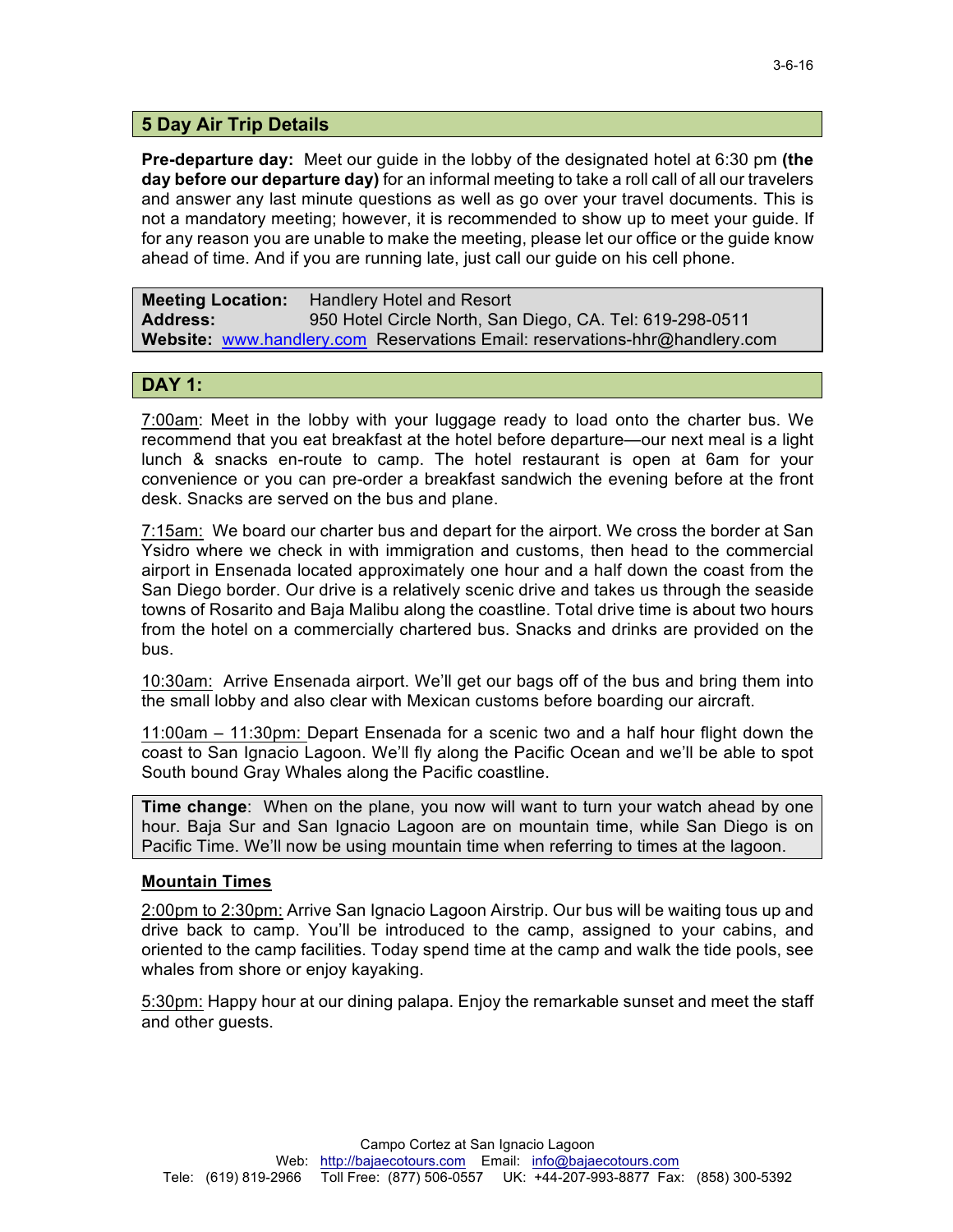## 5 Day Air Trip Details

**Pre-departure day:** Meet our guide in the lobby of the designated hotel at 6:30 pm **(the day before our departure day)** for an informal meeting to take a roll call of all our travelers and answer any last minute questions as well as go over your travel documents. This is not a mandatory meeting; however, it is recommended to show up to meet your guide. If for any reason you are unable to make the meeting, please let our office or the guide know ahead of time. And if you are running late, just call our guide on his cell phone.

**Meeting Location:** Handlery Hotel and Resort
**Address:** 950 Hotel Circle North, San Diego, CA. Tel: 619-298-0511
**Website:** www.handlery.com Reservations Email: reservations-hhr@handlery.com

## DAY 1:

7:00am: Meet in the lobby with your luggage ready to load onto the charter bus. We recommend that you eat breakfast at the hotel before departure—our next meal is a light lunch & snacks en-route to camp. The hotel restaurant is open at 6am for your convenience or you can pre-order a breakfast sandwich the evening before at the front desk. Snacks are served on the bus and plane.

7:15am: We board our charter bus and depart for the airport. We cross the border at San Ysidro where we check in with immigration and customs, then head to the commercial airport in Ensenada located approximately one hour and a half down the coast from the San Diego border. Our drive is a relatively scenic drive and takes us through the seaside towns of Rosarito and Baja Malibu along the coastline. Total drive time is about two hours from the hotel on a commercially chartered bus. Snacks and drinks are provided on the bus.

10:30am: Arrive Ensenada airport. We'll get our bags off of the bus and bring them into the small lobby and also clear with Mexican customs before boarding our aircraft.

11:00am – 11:30pm: Depart Ensenada for a scenic two and a half hour flight down the coast to San Ignacio Lagoon. We'll fly along the Pacific Ocean and we'll be able to spot South bound Gray Whales along the Pacific coastline.

**Time change**: When on the plane, you now will want to turn your watch ahead by one hour. Baja Sur and San Ignacio Lagoon are on mountain time, while San Diego is on Pacific Time. We'll now be using mountain time when referring to times at the lagoon.

**Mountain Times**

2:00pm to 2:30pm: Arrive San Ignacio Lagoon Airstrip. Our bus will be waiting tous up and drive back to camp. You'll be introduced to the camp, assigned to your cabins, and oriented to the camp facilities. Today spend time at the camp and walk the tide pools, see whales from shore or enjoy kayaking.

5:30pm: Happy hour at our dining palapa. Enjoy the remarkable sunset and meet the staff and other guests.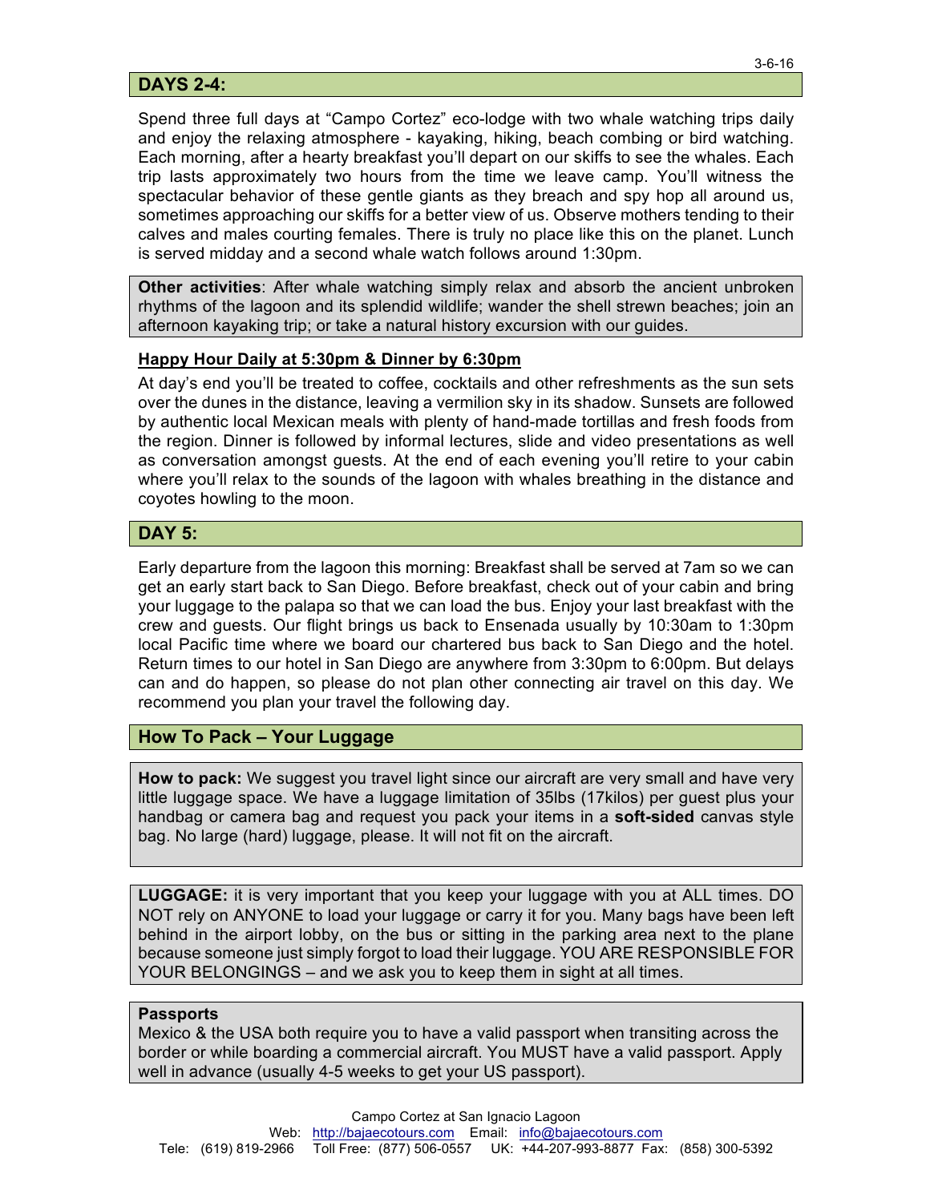## DAYS 2-4:

Spend three full days at "Campo Cortez" eco-lodge with two whale watching trips daily and enjoy the relaxing atmosphere - kayaking, hiking, beach combing or bird watching. Each morning, after a hearty breakfast you'll depart on our skiffs to see the whales. Each trip lasts approximately two hours from the time we leave camp. You'll witness the spectacular behavior of these gentle giants as they breach and spy hop all around us, sometimes approaching our skiffs for a better view of us. Observe mothers tending to their calves and males courting females. There is truly no place like this on the planet. Lunch is served midday and a second whale watch follows around 1:30pm.

**Other activities**: After whale watching simply relax and absorb the ancient unbroken rhythms of the lagoon and its splendid wildlife; wander the shell strewn beaches; join an afternoon kayaking trip; or take a natural history excursion with our guides.

### Happy Hour Daily at 5:30pm & Dinner by 6:30pm

At day's end you'll be treated to coffee, cocktails and other refreshments as the sun sets over the dunes in the distance, leaving a vermilion sky in its shadow. Sunsets are followed by authentic local Mexican meals with plenty of hand-made tortillas and fresh foods from the region. Dinner is followed by informal lectures, slide and video presentations as well as conversation amongst guests. At the end of each evening you'll retire to your cabin where you'll relax to the sounds of the lagoon with whales breathing in the distance and coyotes howling to the moon.

## DAY 5:

Early departure from the lagoon this morning: Breakfast shall be served at 7am so we can get an early start back to San Diego. Before breakfast, check out of your cabin and bring your luggage to the palapa so that we can load the bus. Enjoy your last breakfast with the crew and guests. Our flight brings us back to Ensenada usually by 10:30am to 1:30pm local Pacific time where we board our chartered bus back to San Diego and the hotel. Return times to our hotel in San Diego are anywhere from 3:30pm to 6:00pm. But delays can and do happen, so please do not plan other connecting air travel on this day. We recommend you plan your travel the following day.

## How To Pack – Your Luggage

**How to pack:** We suggest you travel light since our aircraft are very small and have very little luggage space. We have a luggage limitation of 35lbs (17kilos) per guest plus your handbag or camera bag and request you pack your items in a **soft-sided** canvas style bag. No large (hard) luggage, please. It will not fit on the aircraft.

**LUGGAGE:** it is very important that you keep your luggage with you at ALL times. DO NOT rely on ANYONE to load your luggage or carry it for you. Many bags have been left behind in the airport lobby, on the bus or sitting in the parking area next to the plane because someone just simply forgot to load their luggage. YOU ARE RESPONSIBLE FOR YOUR BELONGINGS – and we ask you to keep them in sight at all times.

**Passports**

Mexico & the USA both require you to have a valid passport when transiting across the border or while boarding a commercial aircraft. You MUST have a valid passport. Apply well in advance (usually 4-5 weeks to get your US passport).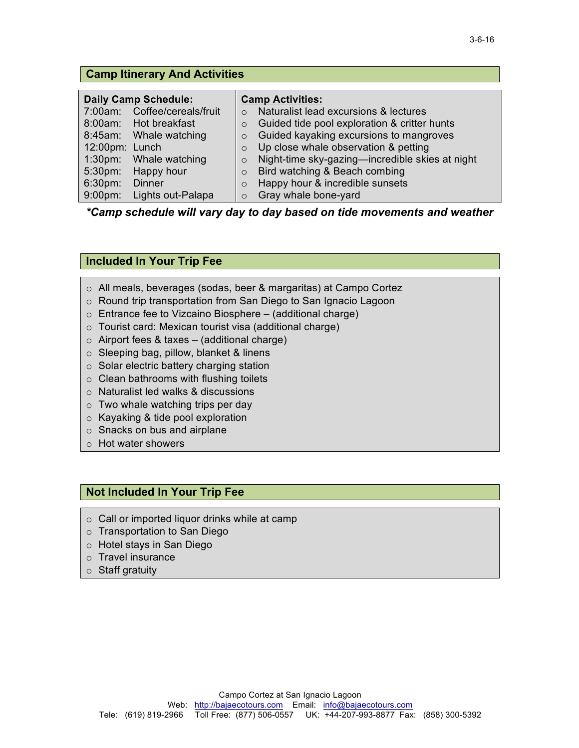3-6-16

## Camp Itinerary And Activities

| **Daily Camp Schedule:** | | **Camp Activities:** |
|---|---|---|
| 7:00am: | Coffee/cereals/fruit | ○ Naturalist lead excursions & lectures |
| 8:00am: | Hot breakfast | ○ Guided tide pool exploration & critter hunts |
| 8:45am: | Whale watching | ○ Guided kayaking excursions to mangroves |
| 12:00pm: | Lunch | ○ Up close whale observation & petting |
| 1:30pm: | Whale watching | ○ Night-time sky-gazing—incredible skies at night |
| 5:30pm: | Happy hour | ○ Bird watching & Beach combing |
| 6:30pm: | Dinner | ○ Happy hour & incredible sunsets |
| 9:00pm: | Lights out-Palapa | ○ Gray whale bone-yard |

***Camp schedule will vary day to day based on tide movements and weather**

## Included In Your Trip Fee

- All meals, beverages (sodas, beer & margaritas) at Campo Cortez
- Round trip transportation from San Diego to San Ignacio Lagoon
- Entrance fee to Vizcaino Biosphere – (additional charge)
- Tourist card: Mexican tourist visa (additional charge)
- Airport fees & taxes – (additional charge)
- Sleeping bag, pillow, blanket & linens
- Solar electric battery charging station
- Clean bathrooms with flushing toilets
- Naturalist led walks & discussions
- Two whale watching trips per day
- Kayaking & tide pool exploration
- Snacks on bus and airplane
- Hot water showers

## Not Included In Your Trip Fee

- Call or imported liquor drinks while at camp
- Transportation to San Diego
- Hotel stays in San Diego
- Travel insurance
- Staff gratuity

Campo Cortez at San Ignacio Lagoon
Web: http://bajaecotours.com Email: info@bajaecotours.com
Tele: (619) 819-2966 Toll Free: (877) 506-0557 UK: +44-207-993-8877 Fax: (858) 300-5392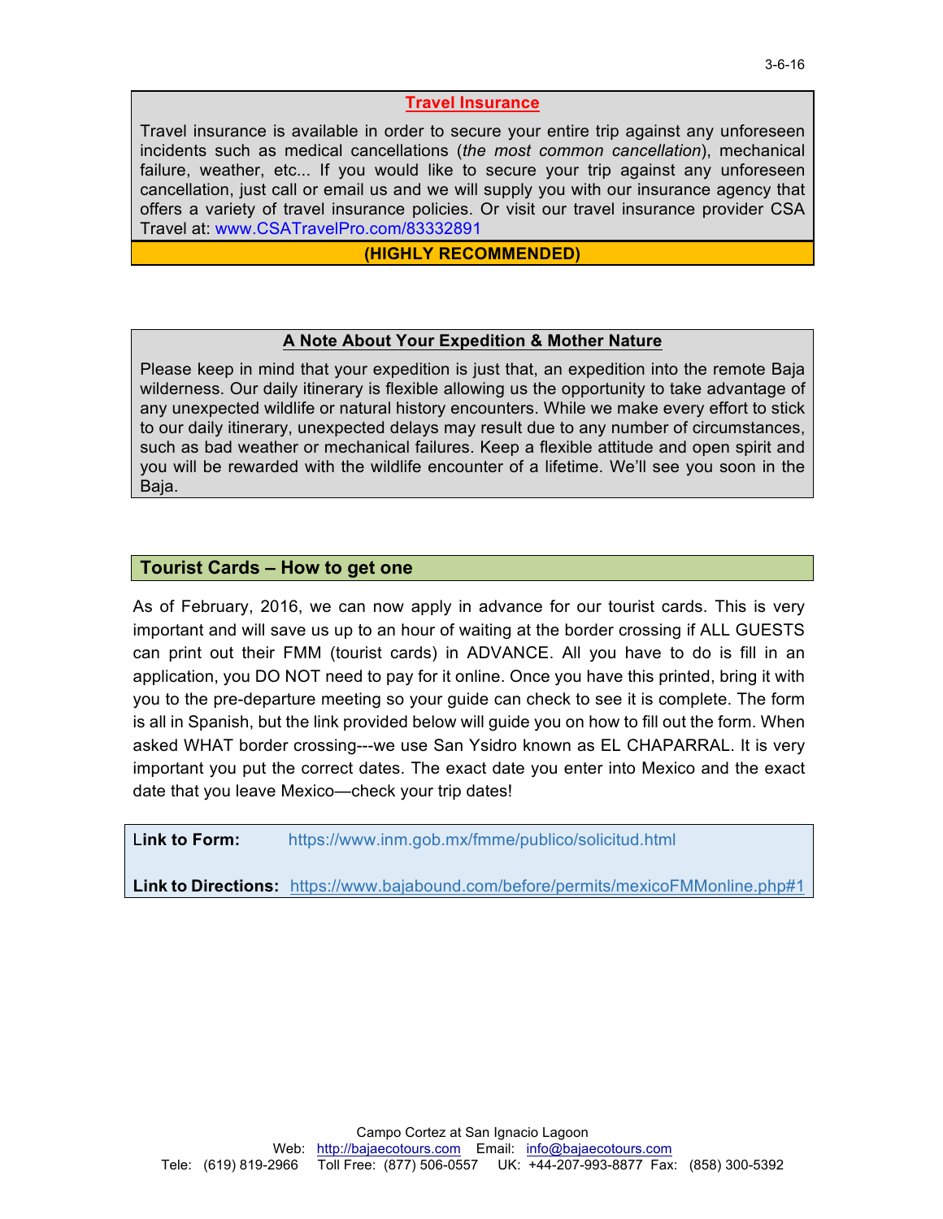3-6-16

## Travel Insurance

Travel insurance is available in order to secure your entire trip against any unforeseen incidents such as medical cancellations (*the most common cancellation*), mechanical failure, weather, etc... If you would like to secure your trip against any unforeseen cancellation, just call or email us and we will supply you with our insurance agency that offers a variety of travel insurance policies. Or visit our travel insurance provider CSA Travel at: www.CSATravelPro.com/83332891

**(HIGHLY RECOMMENDED)**

## A Note About Your Expedition & Mother Nature

Please keep in mind that your expedition is just that, an expedition into the remote Baja wilderness. Our daily itinerary is flexible allowing us the opportunity to take advantage of any unexpected wildlife or natural history encounters. While we make every effort to stick to our daily itinerary, unexpected delays may result due to any number of circumstances, such as bad weather or mechanical failures. Keep a flexible attitude and open spirit and you will be rewarded with the wildlife encounter of a lifetime. We'll see you soon in the Baja.

## Tourist Cards – How to get one

As of February, 2016, we can now apply in advance for our tourist cards. This is very important and will save us up to an hour of waiting at the border crossing if ALL GUESTS can print out their FMM (tourist cards) in ADVANCE. All you have to do is fill in an application, you DO NOT need to pay for it online. Once you have this printed, bring it with you to the pre-departure meeting so your guide can check to see it is complete. The form is all in Spanish, but the link provided below will guide you on how to fill out the form. When asked WHAT border crossing---we use San Ysidro known as EL CHAPARRAL. It is very important you put the correct dates. The exact date you enter into Mexico and the exact date that you leave Mexico—check your trip dates!

**Link to Form:** https://www.inm.gob.mx/fmme/publico/solicitud.html

**Link to Directions:** https://www.bajabound.com/before/permits/mexicoFMMonline.php#1

Campo Cortez at San Ignacio Lagoon
Web: http://bajaecotours.com Email: info@bajaecotours.com
Tele: (619) 819-2966 Toll Free: (877) 506-0557 UK: +44-207-993-8877 Fax: (858) 300-5392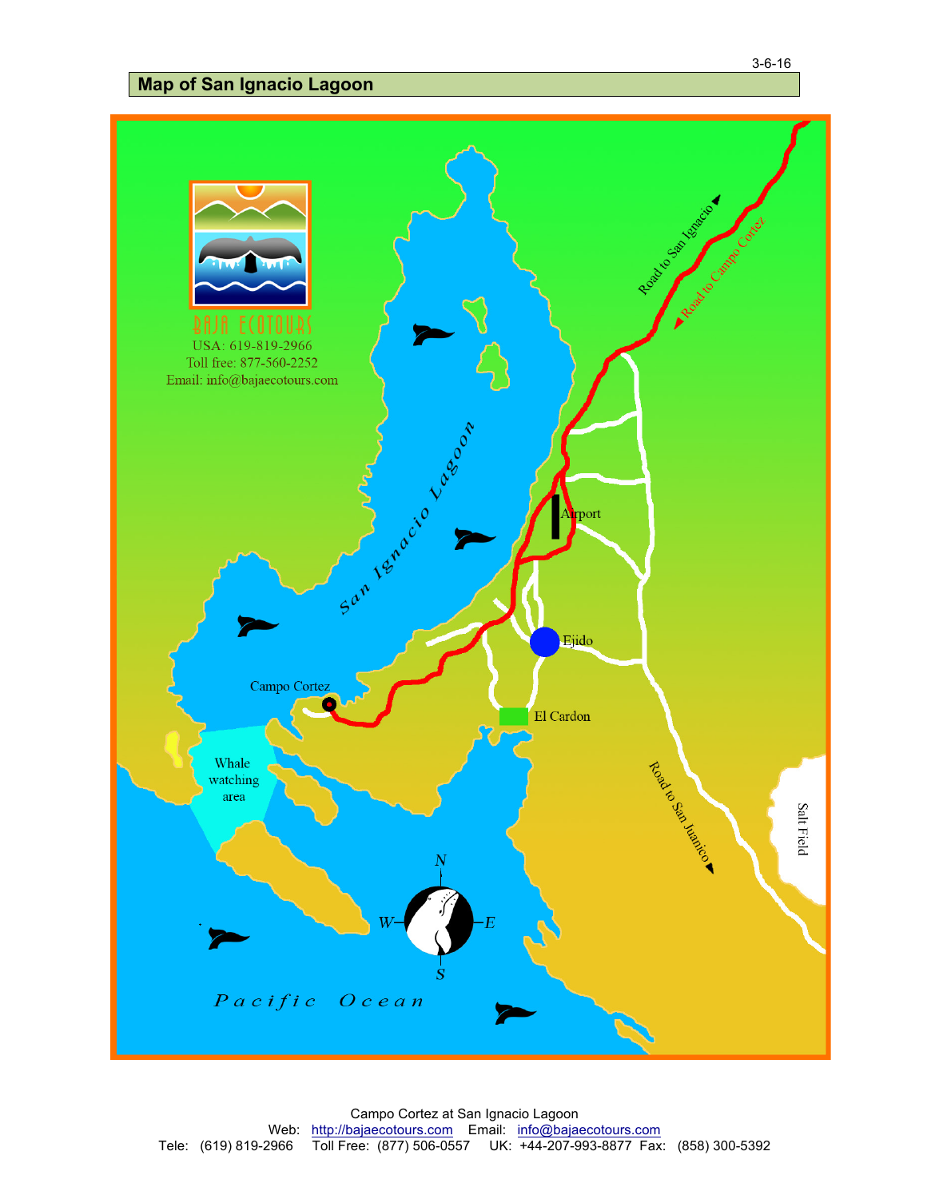## Map of San Ignacio Lagoon

BAJA ECOTOURS
USA: 619-819-2966
Toll free: 877-560-2252
Email: info@bajaecotours.com

San Ignacio Lagoon

Road to San Ignacio

Road to Campo Cortez

Airport

Ejido

El Cardon

Campo Cortez

Whale watching area

Road to San Juanico

Salt Field

N
W
E
S

Pacific Ocean

Campo Cortez at San Ignacio Lagoon
Web: http://bajaecotours.com Email: info@bajaecotours.com
Tele: (619) 819-2966 Toll Free: (877) 506-0557 UK: +44-207-993-8877 Fax: (858) 300-5392